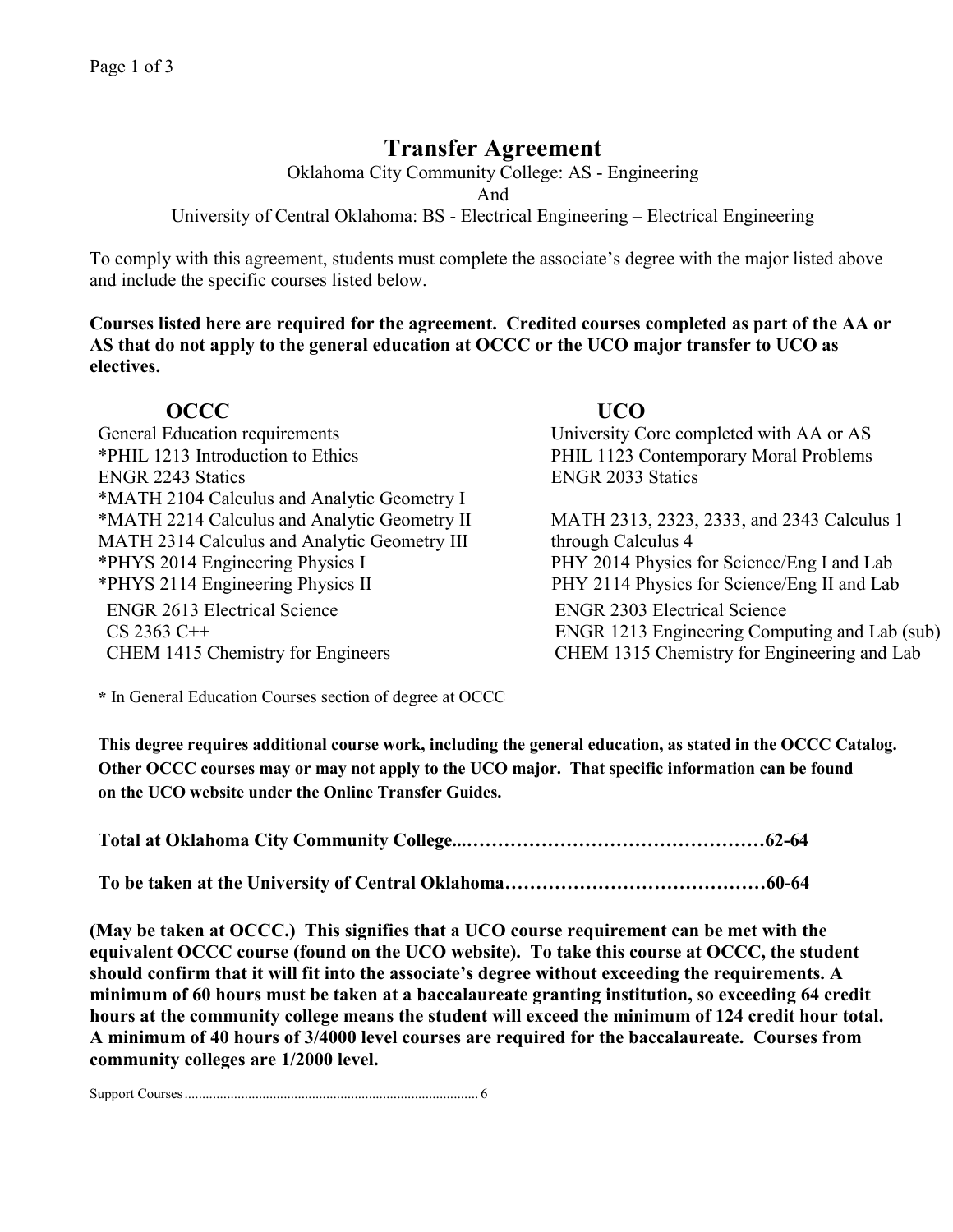# Transfer Agreement

Oklahoma City Community College: AS - Engineering

And

University of Central Oklahoma: BS - Electrical Engineering – Electrical Engineering

To comply with this agreement, students must complete the associate's degree with the major listed above and include the specific courses listed below.

**Courses listed here are required for the agreement. Credited courses completed as part of the AA or AS that do not apply to the general education at OCCC or the UCO major transfer to UCO as electives.**

| OCCC | UCO |
|---|---|
| General Education requirements | University Core completed with AA or AS |
| *PHIL 1213 Introduction to Ethics | PHIL 1123 Contemporary Moral Problems |
| ENGR 2243 Statics | ENGR 2033 Statics |
| *MATH 2104 Calculus and Analytic Geometry I | |
| *MATH 2214 Calculus and Analytic Geometry II | MATH 2313, 2323, 2333, and 2343 Calculus 1 |
| MATH 2314 Calculus and Analytic Geometry III | through Calculus 4 |
| *PHYS 2014 Engineering Physics I | PHY 2014 Physics for Science/Eng I and Lab |
| *PHYS 2114 Engineering Physics II | PHY 2114 Physics for Science/Eng II and Lab |
| ENGR 2613 Electrical Science | ENGR 2303 Electrical Science |
| CS 2363 C++ | ENGR 1213 Engineering Computing and Lab (sub) |
| CHEM 1415 Chemistry for Engineers | CHEM 1315 Chemistry for Engineering and Lab |

**\*** In General Education Courses section of degree at OCCC

**This degree requires additional course work, including the general education, as stated in the OCCC Catalog. Other OCCC courses may or may not apply to the UCO major. That specific information can be found on the UCO website under the Online Transfer Guides.**

**Total at Oklahoma City Community College...…………………………………………62-64**

**To be taken at the University of Central Oklahoma……………………………………60-64**

**(May be taken at OCCC.) This signifies that a UCO course requirement can be met with the equivalent OCCC course (found on the UCO website). To take this course at OCCC, the student should confirm that it will fit into the associate's degree without exceeding the requirements. A minimum of 60 hours must be taken at a baccalaureate granting institution, so exceeding 64 credit hours at the community college means the student will exceed the minimum of 124 credit hour total. A minimum of 40 hours of 3/4000 level courses are required for the baccalaureate. Courses from community colleges are 1/2000 level.**

Support Courses................................................................................. 6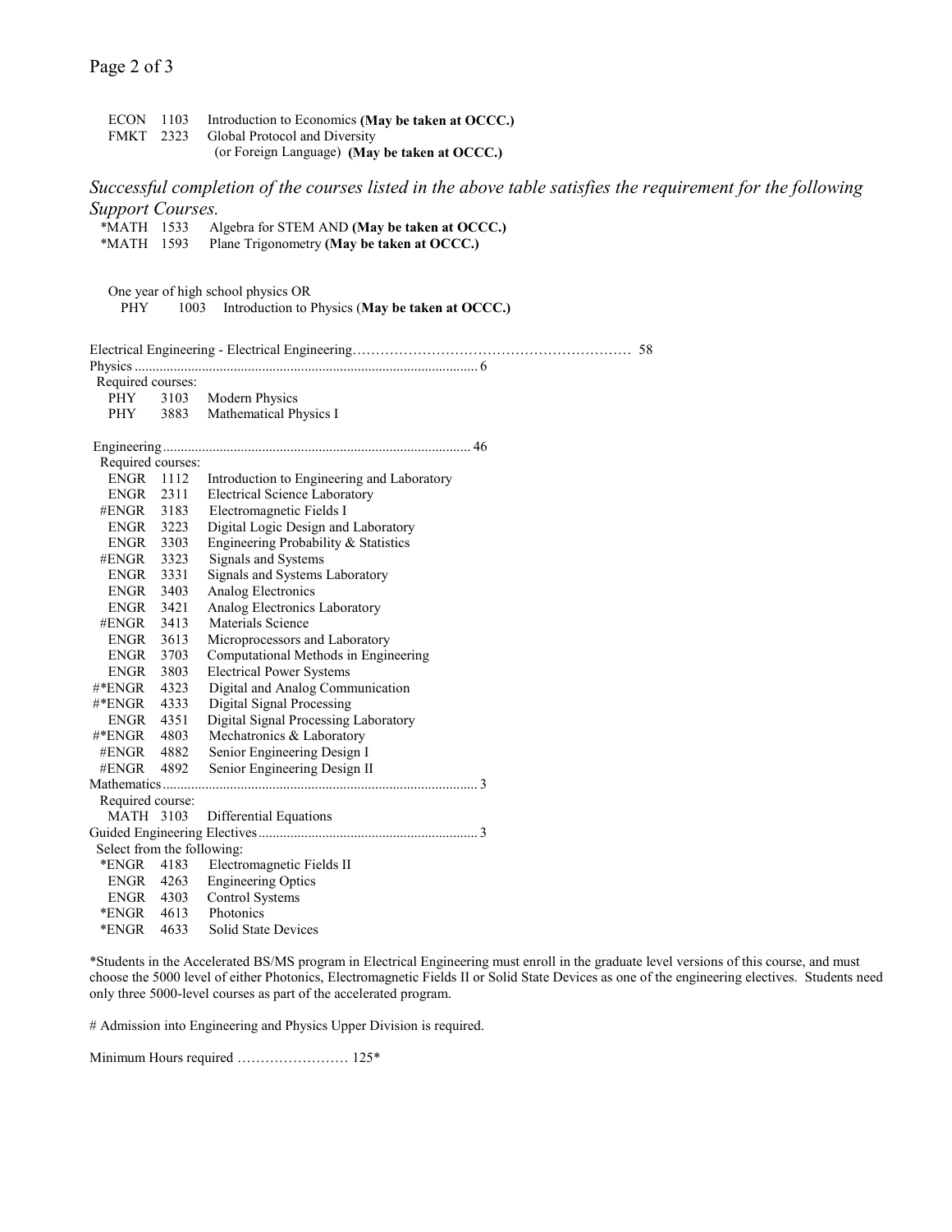ECON 1103 Introduction to Economics **(May be taken at OCCC.)**
FMKT 2323 Global Protocol and Diversity
(or Foreign Language) **(May be taken at OCCC.)**

*Successful completion of the courses listed in the above table satisfies the requirement for the following Support Courses.*

*MATH 1533 Algebra for STEM AND **(May be taken at OCCC.)**
*MATH 1593 Plane Trigonometry **(May be taken at OCCC.)**

One year of high school physics OR
PHY 1003 Introduction to Physics (**May be taken at OCCC.)**

Electrical Engineering - Electrical Engineering…………………………………………………… 58

Physics ................................................................................................ 6

Required courses:

| | | |
|---|---|---|
| PHY | 3103 | Modern Physics |
| PHY | 3883 | Mathematical Physics I |

Engineering ...................................................................................... 46

Required courses:

| | | |
|---|---|---|
| ENGR | 1112 | Introduction to Engineering and Laboratory |
| ENGR | 2311 | Electrical Science Laboratory |
| #ENGR | 3183 | Electromagnetic Fields I |
| ENGR | 3223 | Digital Logic Design and Laboratory |
| ENGR | 3303 | Engineering Probability & Statistics |
| #ENGR | 3323 | Signals and Systems |
| ENGR | 3331 | Signals and Systems Laboratory |
| ENGR | 3403 | Analog Electronics |
| ENGR | 3421 | Analog Electronics Laboratory |
| #ENGR | 3413 | Materials Science |
| ENGR | 3613 | Microprocessors and Laboratory |
| ENGR | 3703 | Computational Methods in Engineering |
| ENGR | 3803 | Electrical Power Systems |
| #*ENGR | 4323 | Digital and Analog Communication |
| #*ENGR | 4333 | Digital Signal Processing |
| ENGR | 4351 | Digital Signal Processing Laboratory |
| #*ENGR | 4803 | Mechatronics & Laboratory |
| #ENGR | 4882 | Senior Engineering Design I |
| #ENGR | 4892 | Senior Engineering Design II |

Mathematics ........................................................................................ 3

Required course:

| | | |
|---|---|---|
| MATH | 3103 | Differential Equations |

Guided Engineering Electives ............................................................. 3

Select from the following:

| | | |
|---|---|---|
| *ENGR | 4183 | Electromagnetic Fields II |
| ENGR | 4263 | Engineering Optics |
| ENGR | 4303 | Control Systems |
| *ENGR | 4613 | Photonics |
| *ENGR | 4633 | Solid State Devices |

*Students in the Accelerated BS/MS program in Electrical Engineering must enroll in the graduate level versions of this course, and must choose the 5000 level of either Photonics, Electromagnetic Fields II or Solid State Devices as one of the engineering electives. Students need only three 5000-level courses as part of the accelerated program.

# Admission into Engineering and Physics Upper Division is required.

Minimum Hours required …………………… 125*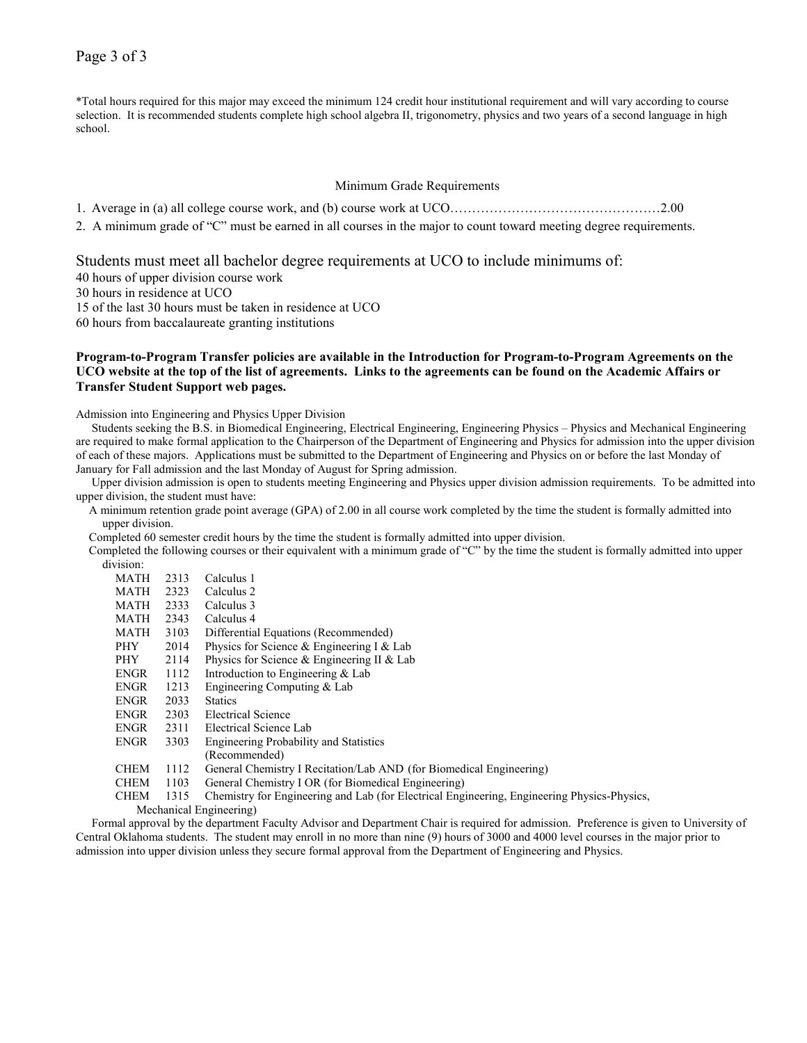*Total hours required for this major may exceed the minimum 124 credit hour institutional requirement and will vary according to course selection. It is recommended students complete high school algebra II, trigonometry, physics and two years of a second language in high school.

## Minimum Grade Requirements

1. Average in (a) all college course work, and (b) course work at UCO…………………………………………2.00
2. A minimum grade of "C" must be earned in all courses in the major to count toward meeting degree requirements.

Students must meet all bachelor degree requirements at UCO to include minimums of:

40 hours of upper division course work
30 hours in residence at UCO
15 of the last 30 hours must be taken in residence at UCO
60 hours from baccalaureate granting institutions

**Program-to-Program Transfer policies are available in the Introduction for Program-to-Program Agreements on the UCO website at the top of the list of agreements. Links to the agreements can be found on the Academic Affairs or Transfer Student Support web pages.**

Admission into Engineering and Physics Upper Division

Students seeking the B.S. in Biomedical Engineering, Electrical Engineering, Engineering Physics – Physics and Mechanical Engineering are required to make formal application to the Chairperson of the Department of Engineering and Physics for admission into the upper division of each of these majors. Applications must be submitted to the Department of Engineering and Physics on or before the last Monday of January for Fall admission and the last Monday of August for Spring admission.

Upper division admission is open to students meeting Engineering and Physics upper division admission requirements. To be admitted into upper division, the student must have:

A minimum retention grade point average (GPA) of 2.00 in all course work completed by the time the student is formally admitted into upper division.

Completed 60 semester credit hours by the time the student is formally admitted into upper division.

Completed the following courses or their equivalent with a minimum grade of "C" by the time the student is formally admitted into upper division:

| | | |
|---|---|---|
| MATH | 2313 | Calculus 1 |
| MATH | 2323 | Calculus 2 |
| MATH | 2333 | Calculus 3 |
| MATH | 2343 | Calculus 4 |
| MATH | 3103 | Differential Equations (Recommended) |
| PHY | 2014 | Physics for Science & Engineering I & Lab |
| PHY | 2114 | Physics for Science & Engineering II & Lab |
| ENGR | 1112 | Introduction to Engineering & Lab |
| ENGR | 1213 | Engineering Computing & Lab |
| ENGR | 2033 | Statics |
| ENGR | 2303 | Electrical Science |
| ENGR | 2311 | Electrical Science Lab |
| ENGR | 3303 | Engineering Probability and Statistics (Recommended) |
| CHEM | 1112 | General Chemistry I Recitation/Lab AND (for Biomedical Engineering) |
| CHEM | 1103 | General Chemistry I OR (for Biomedical Engineering) |
| CHEM | 1315 | Chemistry for Engineering and Lab (for Electrical Engineering, Engineering Physics-Physics, Mechanical Engineering) |

Formal approval by the department Faculty Advisor and Department Chair is required for admission. Preference is given to University of Central Oklahoma students. The student may enroll in no more than nine (9) hours of 3000 and 4000 level courses in the major prior to admission into upper division unless they secure formal approval from the Department of Engineering and Physics.